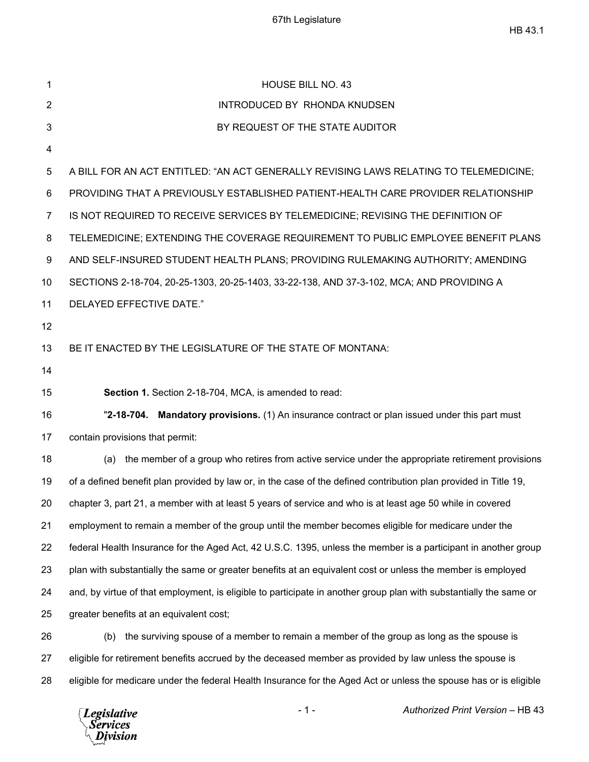HOUSE BILL NO. 43

INTRODUCED BY RHONDA KNUDSEN

BY REQUEST OF THE STATE AUDITOR

A BILL FOR AN ACT ENTITLED: "AN ACT GENERALLY REVISING LAWS RELATING TO TELEMEDICINE; PROVIDING THAT A PREVIOUSLY ESTABLISHED PATIENT-HEALTH CARE PROVIDER RELATIONSHIP IS NOT REQUIRED TO RECEIVE SERVICES BY TELEMEDICINE; REVISING THE DEFINITION OF TELEMEDICINE; EXTENDING THE COVERAGE REQUIREMENT TO PUBLIC EMPLOYEE BENEFIT PLANS AND SELF-INSURED STUDENT HEALTH PLANS; PROVIDING RULEMAKING AUTHORITY; AMENDING SECTIONS 2-18-704, 20-25-1303, 20-25-1403, 33-22-138, AND 37-3-102, MCA; AND PROVIDING A DELAYED EFFECTIVE DATE."

BE IT ENACTED BY THE LEGISLATURE OF THE STATE OF MONTANA:

**Section 1.** Section 2-18-704, MCA, is amended to read:

"**2-18-704. Mandatory provisions.** (1) An insurance contract or plan issued under this part must contain provisions that permit:

(a) the member of a group who retires from active service under the appropriate retirement provisions of a defined benefit plan provided by law or, in the case of the defined contribution plan provided in Title 19, chapter 3, part 21, a member with at least 5 years of service and who is at least age 50 while in covered employment to remain a member of the group until the member becomes eligible for medicare under the federal Health Insurance for the Aged Act, 42 U.S.C. 1395, unless the member is a participant in another group plan with substantially the same or greater benefits at an equivalent cost or unless the member is employed and, by virtue of that employment, is eligible to participate in another group plan with substantially the same or greater benefits at an equivalent cost;

(b) the surviving spouse of a member to remain a member of the group as long as the spouse is eligible for retirement benefits accrued by the deceased member as provided by law unless the spouse is eligible for medicare under the federal Health Insurance for the Aged Act or unless the spouse has or is eligible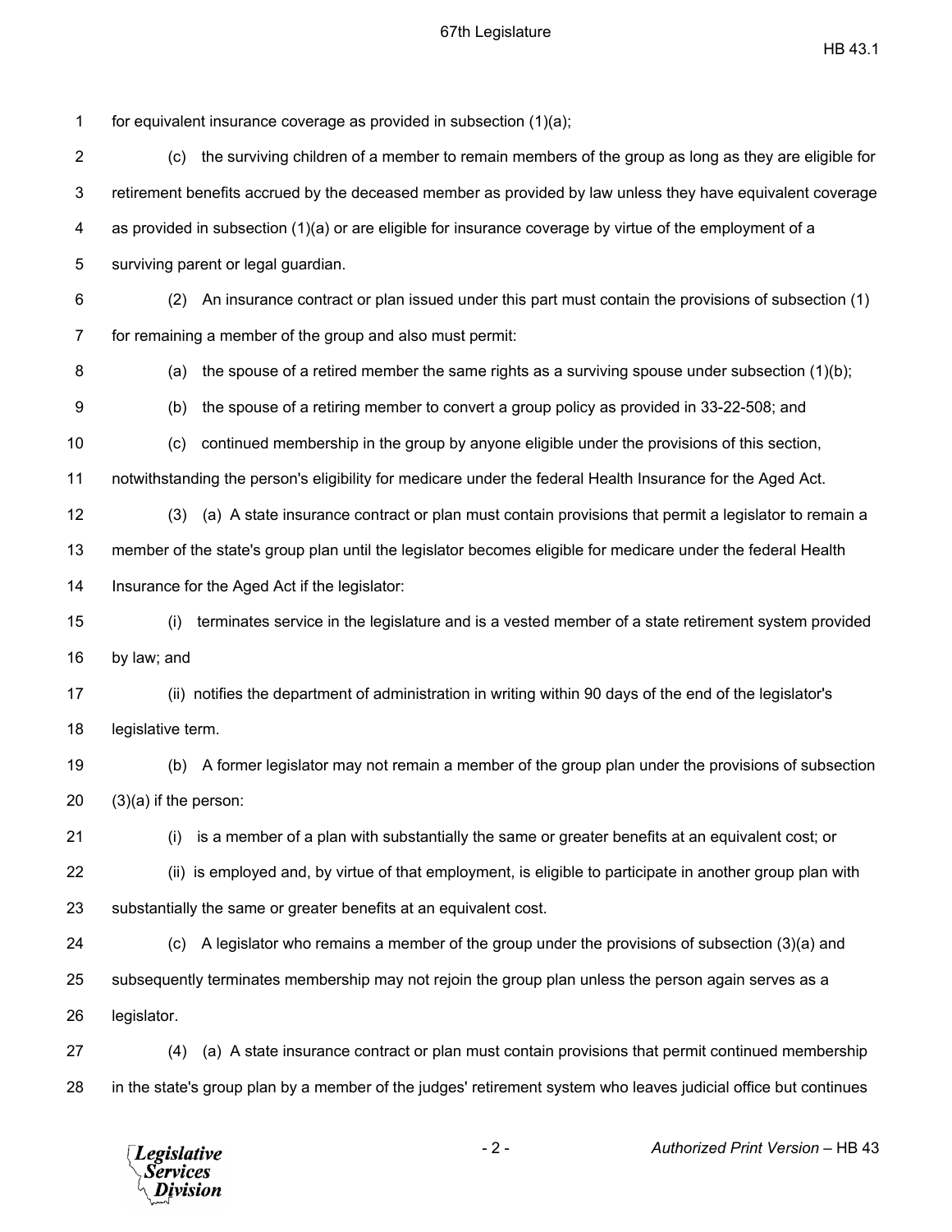for equivalent insurance coverage as provided in subsection (1)(a);

(c) the surviving children of a member to remain members of the group as long as they are eligible for retirement benefits accrued by the deceased member as provided by law unless they have equivalent coverage as provided in subsection (1)(a) or are eligible for insurance coverage by virtue of the employment of a surviving parent or legal guardian.

(2) An insurance contract or plan issued under this part must contain the provisions of subsection (1) for remaining a member of the group and also must permit:

(a) the spouse of a retired member the same rights as a surviving spouse under subsection (1)(b);

(b) the spouse of a retiring member to convert a group policy as provided in 33-22-508; and

(c) continued membership in the group by anyone eligible under the provisions of this section, notwithstanding the person's eligibility for medicare under the federal Health Insurance for the Aged Act.

(3) (a) A state insurance contract or plan must contain provisions that permit a legislator to remain a member of the state's group plan until the legislator becomes eligible for medicare under the federal Health Insurance for the Aged Act if the legislator:

(i) terminates service in the legislature and is a vested member of a state retirement system provided by law; and

(ii) notifies the department of administration in writing within 90 days of the end of the legislator's legislative term.

(b) A former legislator may not remain a member of the group plan under the provisions of subsection (3)(a) if the person:

(i) is a member of a plan with substantially the same or greater benefits at an equivalent cost; or

(ii) is employed and, by virtue of that employment, is eligible to participate in another group plan with substantially the same or greater benefits at an equivalent cost.

(c) A legislator who remains a member of the group under the provisions of subsection (3)(a) and subsequently terminates membership may not rejoin the group plan unless the person again serves as a legislator.

(4) (a) A state insurance contract or plan must contain provisions that permit continued membership in the state's group plan by a member of the judges' retirement system who leaves judicial office but continues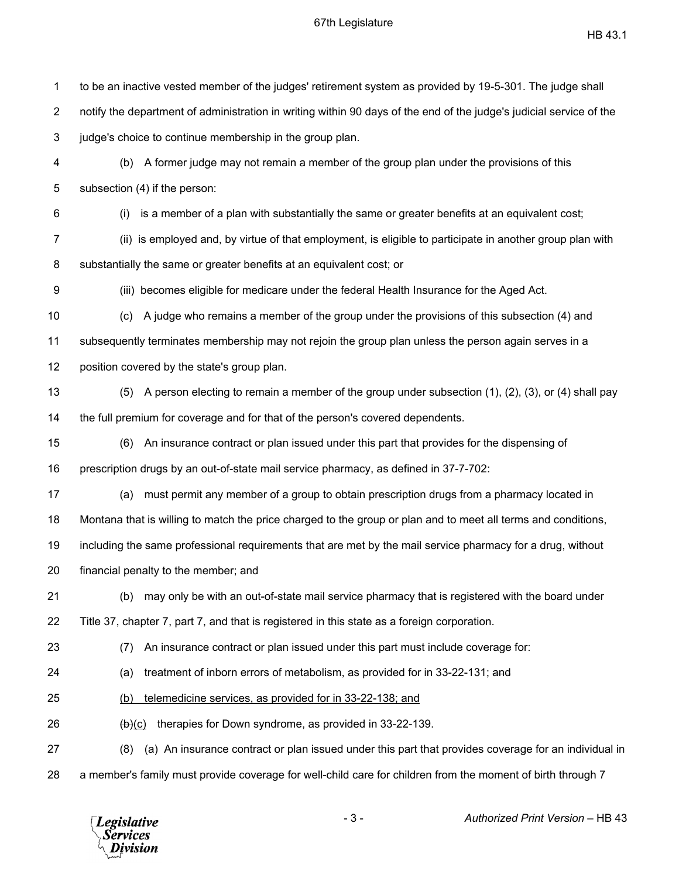to be an inactive vested member of the judges' retirement system as provided by 19-5-301. The judge shall notify the department of administration in writing within 90 days of the end of the judge's judicial service of the judge's choice to continue membership in the group plan.

(b) A former judge may not remain a member of the group plan under the provisions of this subsection (4) if the person:

(i) is a member of a plan with substantially the same or greater benefits at an equivalent cost;

(ii) is employed and, by virtue of that employment, is eligible to participate in another group plan with substantially the same or greater benefits at an equivalent cost; or

(iii) becomes eligible for medicare under the federal Health Insurance for the Aged Act.

(c) A judge who remains a member of the group under the provisions of this subsection (4) and subsequently terminates membership may not rejoin the group plan unless the person again serves in a position covered by the state's group plan.

(5) A person electing to remain a member of the group under subsection (1), (2), (3), or (4) shall pay the full premium for coverage and for that of the person's covered dependents.

(6) An insurance contract or plan issued under this part that provides for the dispensing of prescription drugs by an out-of-state mail service pharmacy, as defined in 37-7-702:

(a) must permit any member of a group to obtain prescription drugs from a pharmacy located in Montana that is willing to match the price charged to the group or plan and to meet all terms and conditions, including the same professional requirements that are met by the mail service pharmacy for a drug, without financial penalty to the member; and

(b) may only be with an out-of-state mail service pharmacy that is registered with the board under Title 37, chapter 7, part 7, and that is registered in this state as a foreign corporation.

(7) An insurance contract or plan issued under this part must include coverage for:

(a) treatment of inborn errors of metabolism, as provided for in 33-22-131; ~~and~~

<u>(b) telemedicine services, as provided for in 33-22-138; and</u>

~~(b)~~<u>(c)</u> therapies for Down syndrome, as provided in 33-22-139.

(8) (a) An insurance contract or plan issued under this part that provides coverage for an individual in a member's family must provide coverage for well-child care for children from the moment of birth through 7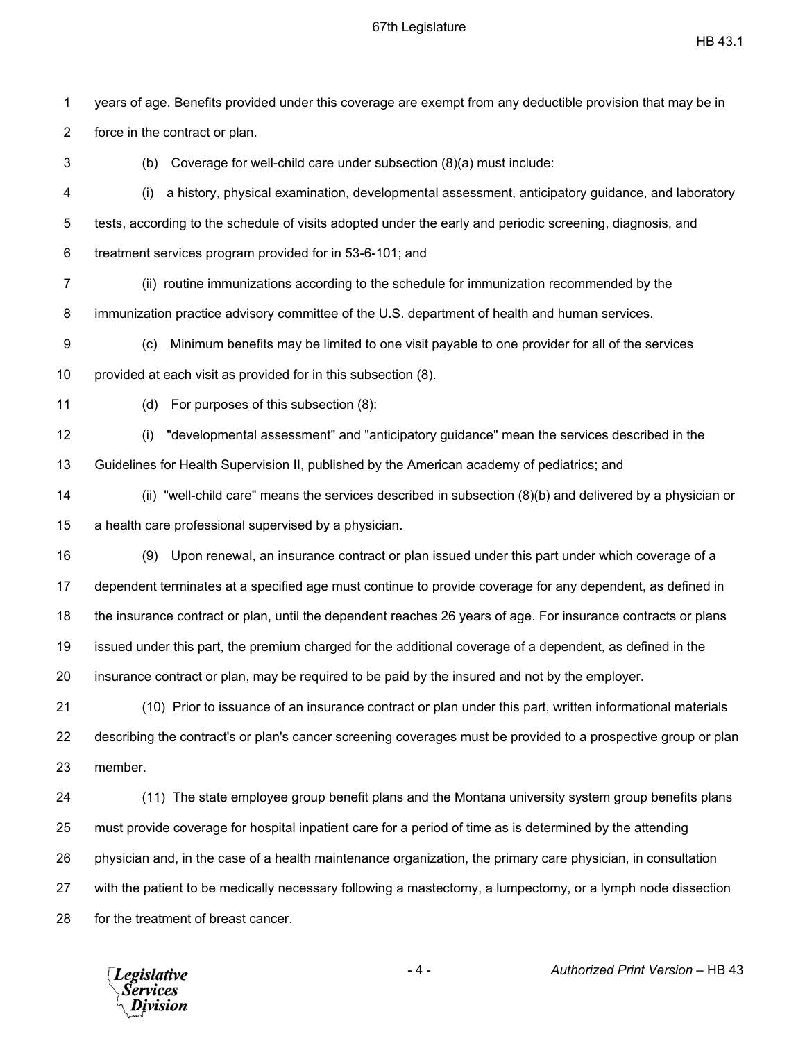years of age. Benefits provided under this coverage are exempt from any deductible provision that may be in force in the contract or plan.

(b) Coverage for well-child care under subsection (8)(a) must include:

(i) a history, physical examination, developmental assessment, anticipatory guidance, and laboratory tests, according to the schedule of visits adopted under the early and periodic screening, diagnosis, and treatment services program provided for in 53-6-101; and

(ii) routine immunizations according to the schedule for immunization recommended by the immunization practice advisory committee of the U.S. department of health and human services.

(c) Minimum benefits may be limited to one visit payable to one provider for all of the services provided at each visit as provided for in this subsection (8).

(d) For purposes of this subsection (8):

(i) "developmental assessment" and "anticipatory guidance" mean the services described in the Guidelines for Health Supervision II, published by the American academy of pediatrics; and

(ii) "well-child care" means the services described in subsection (8)(b) and delivered by a physician or a health care professional supervised by a physician.

(9) Upon renewal, an insurance contract or plan issued under this part under which coverage of a dependent terminates at a specified age must continue to provide coverage for any dependent, as defined in the insurance contract or plan, until the dependent reaches 26 years of age. For insurance contracts or plans issued under this part, the premium charged for the additional coverage of a dependent, as defined in the insurance contract or plan, may be required to be paid by the insured and not by the employer.

(10) Prior to issuance of an insurance contract or plan under this part, written informational materials describing the contract's or plan's cancer screening coverages must be provided to a prospective group or plan member.

(11) The state employee group benefit plans and the Montana university system group benefits plans must provide coverage for hospital inpatient care for a period of time as is determined by the attending physician and, in the case of a health maintenance organization, the primary care physician, in consultation with the patient to be medically necessary following a mastectomy, a lumpectomy, or a lymph node dissection for the treatment of breast cancer.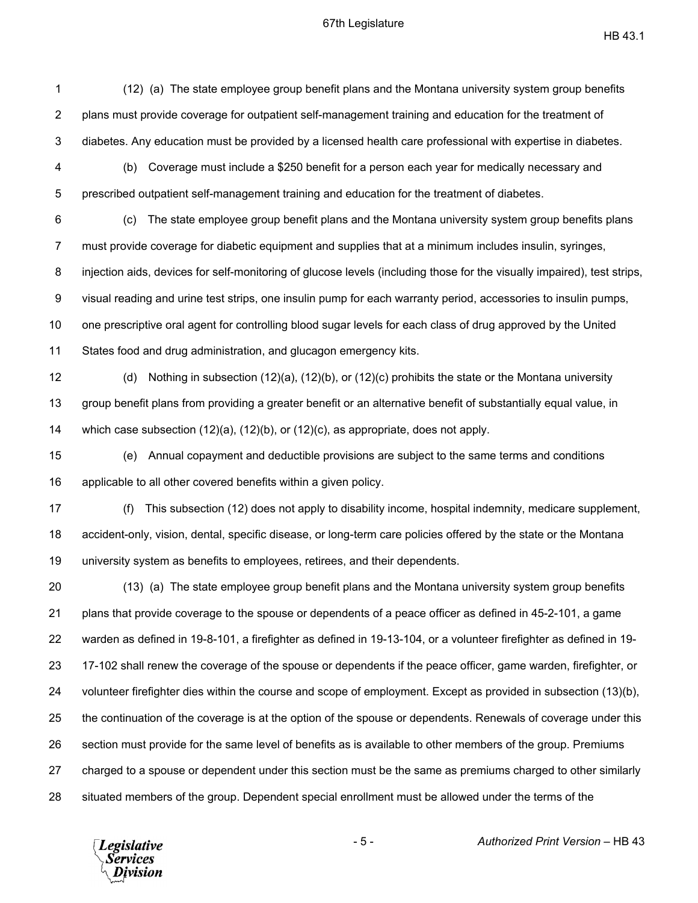(12) (a) The state employee group benefit plans and the Montana university system group benefits plans must provide coverage for outpatient self-management training and education for the treatment of diabetes. Any education must be provided by a licensed health care professional with expertise in diabetes.

(b) Coverage must include a $250 benefit for a person each year for medically necessary and prescribed outpatient self-management training and education for the treatment of diabetes.

(c) The state employee group benefit plans and the Montana university system group benefits plans must provide coverage for diabetic equipment and supplies that at a minimum includes insulin, syringes, injection aids, devices for self-monitoring of glucose levels (including those for the visually impaired), test strips, visual reading and urine test strips, one insulin pump for each warranty period, accessories to insulin pumps, one prescriptive oral agent for controlling blood sugar levels for each class of drug approved by the United States food and drug administration, and glucagon emergency kits.

(d) Nothing in subsection (12)(a), (12)(b), or (12)(c) prohibits the state or the Montana university group benefit plans from providing a greater benefit or an alternative benefit of substantially equal value, in which case subsection (12)(a), (12)(b), or (12)(c), as appropriate, does not apply.

(e) Annual copayment and deductible provisions are subject to the same terms and conditions applicable to all other covered benefits within a given policy.

(f) This subsection (12) does not apply to disability income, hospital indemnity, medicare supplement, accident-only, vision, dental, specific disease, or long-term care policies offered by the state or the Montana university system as benefits to employees, retirees, and their dependents.

(13) (a) The state employee group benefit plans and the Montana university system group benefits plans that provide coverage to the spouse or dependents of a peace officer as defined in 45-2-101, a game warden as defined in 19-8-101, a firefighter as defined in 19-13-104, or a volunteer firefighter as defined in 19-17-102 shall renew the coverage of the spouse or dependents if the peace officer, game warden, firefighter, or volunteer firefighter dies within the course and scope of employment. Except as provided in subsection (13)(b), the continuation of the coverage is at the option of the spouse or dependents. Renewals of coverage under this section must provide for the same level of benefits as is available to other members of the group. Premiums charged to a spouse or dependent under this section must be the same as premiums charged to other similarly situated members of the group. Dependent special enrollment must be allowed under the terms of the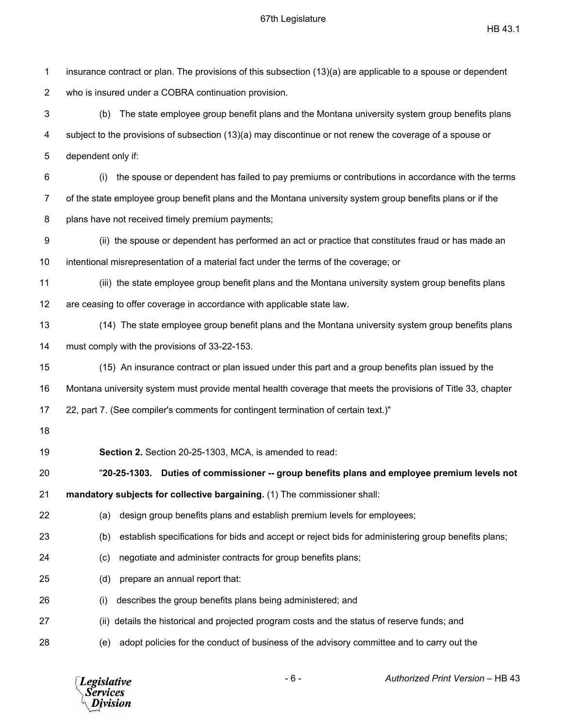insurance contract or plan. The provisions of this subsection (13)(a) are applicable to a spouse or dependent who is insured under a COBRA continuation provision.

(b) The state employee group benefit plans and the Montana university system group benefits plans subject to the provisions of subsection (13)(a) may discontinue or not renew the coverage of a spouse or dependent only if:

(i) the spouse or dependent has failed to pay premiums or contributions in accordance with the terms of the state employee group benefit plans and the Montana university system group benefits plans or if the plans have not received timely premium payments;

(ii) the spouse or dependent has performed an act or practice that constitutes fraud or has made an intentional misrepresentation of a material fact under the terms of the coverage; or

(iii) the state employee group benefit plans and the Montana university system group benefits plans are ceasing to offer coverage in accordance with applicable state law.

(14) The state employee group benefit plans and the Montana university system group benefits plans must comply with the provisions of 33-22-153.

(15) An insurance contract or plan issued under this part and a group benefits plan issued by the Montana university system must provide mental health coverage that meets the provisions of Title 33, chapter 22, part 7. (See compiler's comments for contingent termination of certain text.)"

**Section 2.** Section 20-25-1303, MCA, is amended to read:

"**20-25-1303. Duties of commissioner -- group benefits plans and employee premium levels not mandatory subjects for collective bargaining.** (1) The commissioner shall:

(a) design group benefits plans and establish premium levels for employees;

(b) establish specifications for bids and accept or reject bids for administering group benefits plans;

(c) negotiate and administer contracts for group benefits plans;

(d) prepare an annual report that:

(i) describes the group benefits plans being administered; and

(ii) details the historical and projected program costs and the status of reserve funds; and

(e) adopt policies for the conduct of business of the advisory committee and to carry out the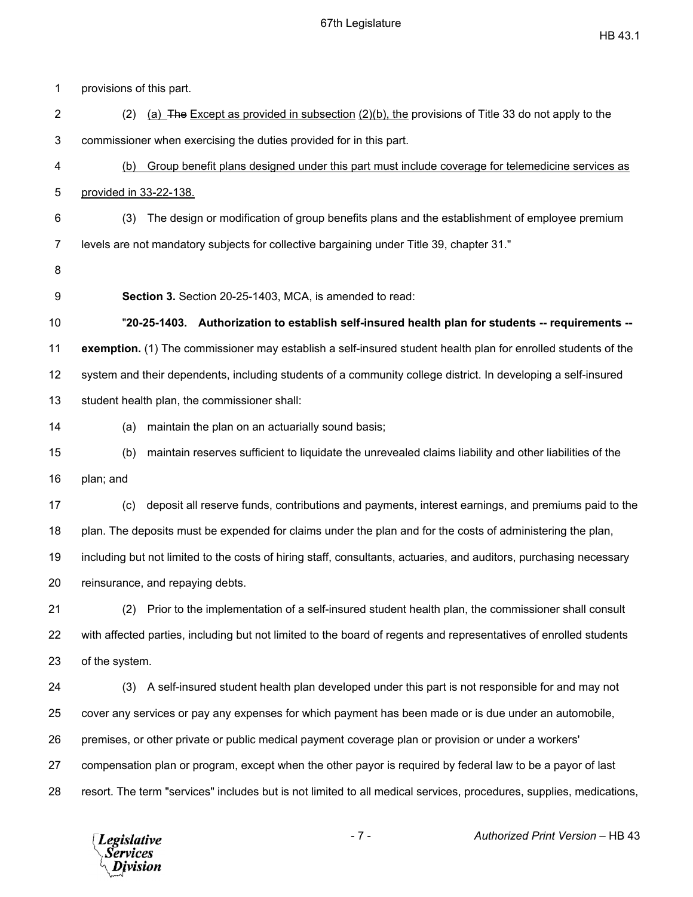provisions of this part.

(2) (a) ~~The~~ Except as provided in subsection (2)(b), the provisions of Title 33 do not apply to the commissioner when exercising the duties provided for in this part.

(b) Group benefit plans designed under this part must include coverage for telemedicine services as provided in 33-22-138.

(3) The design or modification of group benefits plans and the establishment of employee premium levels are not mandatory subjects for collective bargaining under Title 39, chapter 31."

**Section 3.** Section 20-25-1403, MCA, is amended to read:

"**20-25-1403. Authorization to establish self-insured health plan for students -- requirements -- exemption.** (1) The commissioner may establish a self-insured student health plan for enrolled students of the system and their dependents, including students of a community college district. In developing a self-insured student health plan, the commissioner shall:

(a) maintain the plan on an actuarially sound basis;

(b) maintain reserves sufficient to liquidate the unrevealed claims liability and other liabilities of the plan; and

(c) deposit all reserve funds, contributions and payments, interest earnings, and premiums paid to the plan. The deposits must be expended for claims under the plan and for the costs of administering the plan, including but not limited to the costs of hiring staff, consultants, actuaries, and auditors, purchasing necessary reinsurance, and repaying debts.

(2) Prior to the implementation of a self-insured student health plan, the commissioner shall consult with affected parties, including but not limited to the board of regents and representatives of enrolled students of the system.

(3) A self-insured student health plan developed under this part is not responsible for and may not cover any services or pay any expenses for which payment has been made or is due under an automobile, premises, or other private or public medical payment coverage plan or provision or under a workers' compensation plan or program, except when the other payor is required by federal law to be a payor of last resort. The term "services" includes but is not limited to all medical services, procedures, supplies, medications,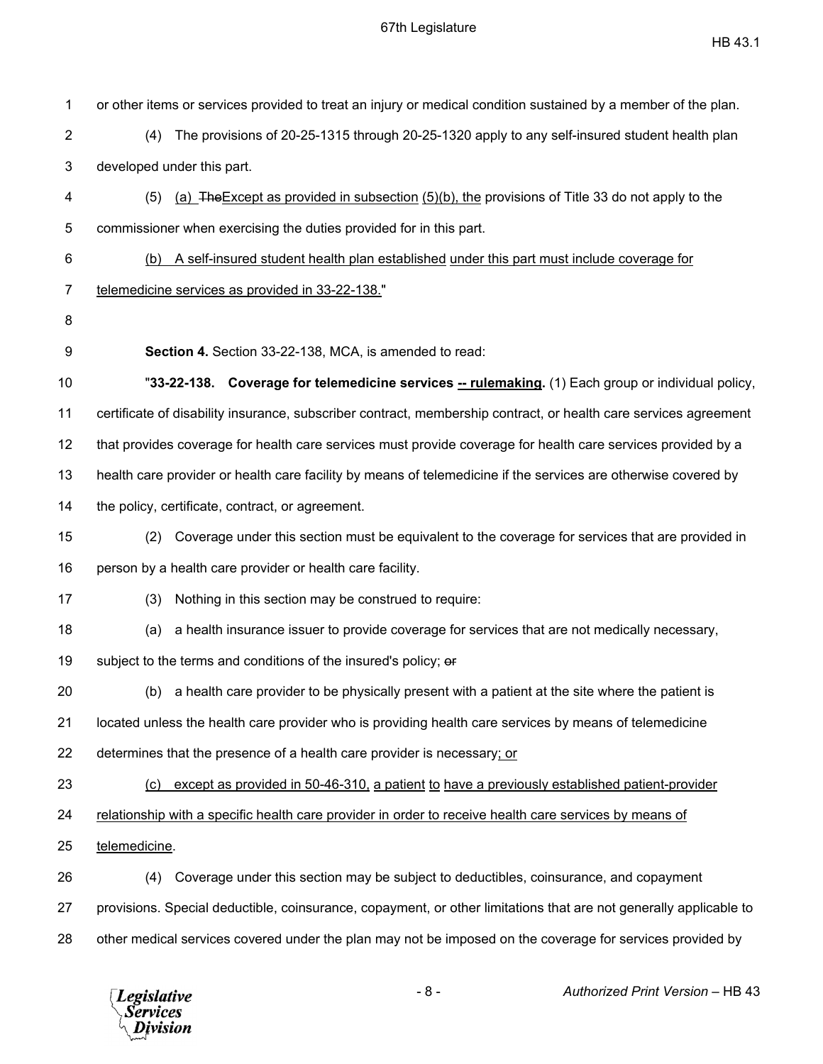or other items or services provided to treat an injury or medical condition sustained by a member of the plan.

(4) The provisions of 20-25-1315 through 20-25-1320 apply to any self-insured student health plan developed under this part.

(5) (a) ~~The~~Except as provided in subsection (5)(b), the provisions of Title 33 do not apply to the commissioner when exercising the duties provided for in this part.

(b) A self-insured student health plan established under this part must include coverage for telemedicine services as provided in 33-22-138."

**Section 4.** Section 33-22-138, MCA, is amended to read:

"**33-22-138. Coverage for telemedicine services -- rulemaking.** (1) Each group or individual policy, certificate of disability insurance, subscriber contract, membership contract, or health care services agreement that provides coverage for health care services must provide coverage for health care services provided by a health care provider or health care facility by means of telemedicine if the services are otherwise covered by the policy, certificate, contract, or agreement.

(2) Coverage under this section must be equivalent to the coverage for services that are provided in person by a health care provider or health care facility.

(3) Nothing in this section may be construed to require:

(a) a health insurance issuer to provide coverage for services that are not medically necessary, subject to the terms and conditions of the insured's policy; ~~or~~

(b) a health care provider to be physically present with a patient at the site where the patient is located unless the health care provider who is providing health care services by means of telemedicine determines that the presence of a health care provider is necessary; or

(c) except as provided in 50-46-310, a patient to have a previously established patient-provider relationship with a specific health care provider in order to receive health care services by means of telemedicine.

(4) Coverage under this section may be subject to deductibles, coinsurance, and copayment provisions. Special deductible, coinsurance, copayment, or other limitations that are not generally applicable to other medical services covered under the plan may not be imposed on the coverage for services provided by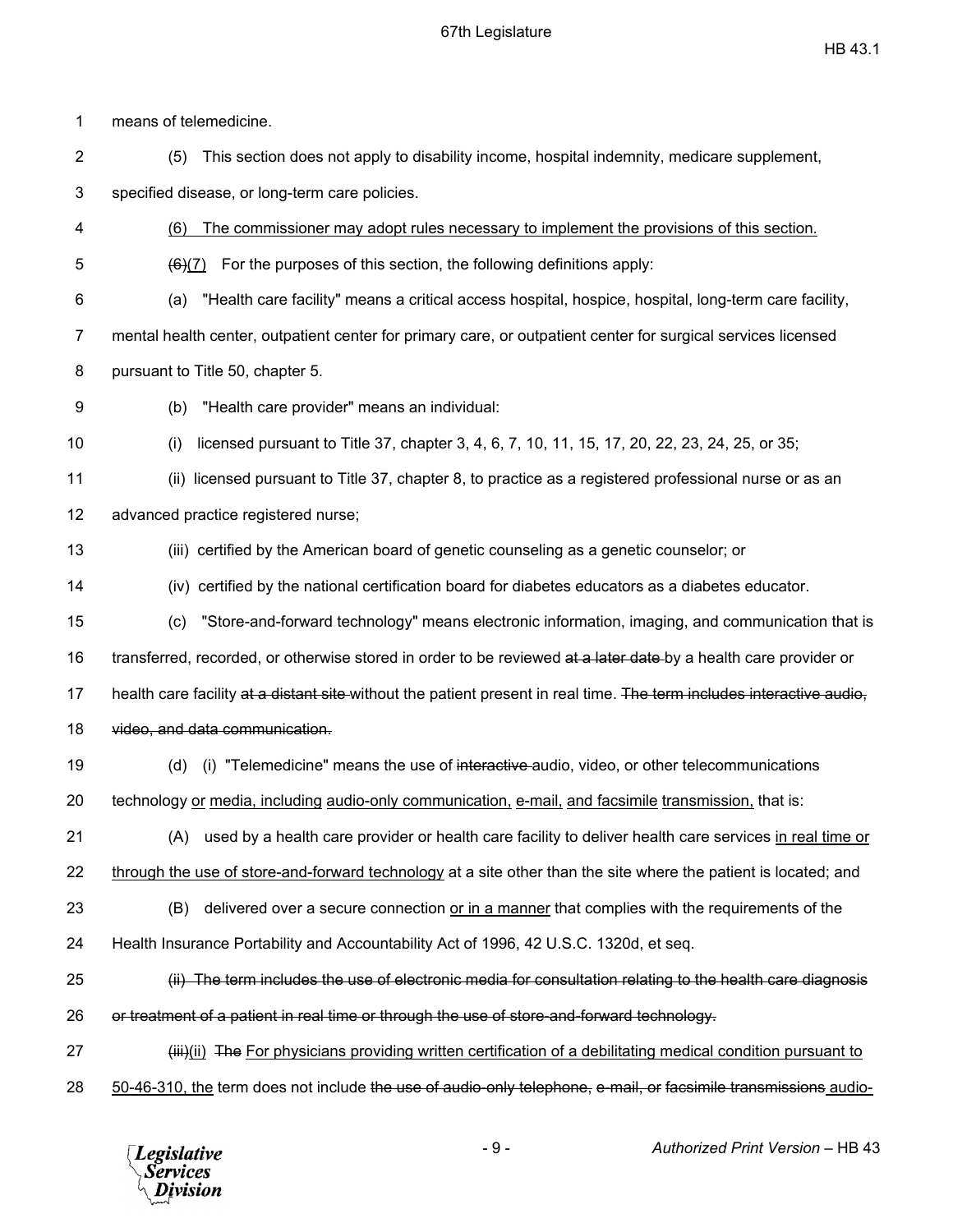1 means of telemedicine.

2 (5) This section does not apply to disability income, hospital indemnity, medicare supplement,

3 specified disease, or long-term care policies.

4 <u>(6) The commissioner may adopt rules necessary to implement the provisions of this section.</u>

5 ~~(6)~~<u>(7)</u> For the purposes of this section, the following definitions apply:

6 (a) "Health care facility" means a critical access hospital, hospice, hospital, long-term care facility,

7 mental health center, outpatient center for primary care, or outpatient center for surgical services licensed

8 pursuant to Title 50, chapter 5.

9 (b) "Health care provider" means an individual:

10 (i) licensed pursuant to Title 37, chapter 3, 4, 6, 7, 10, 11, 15, 17, 20, 22, 23, 24, 25, or 35;

11 (ii) licensed pursuant to Title 37, chapter 8, to practice as a registered professional nurse or as an

12 advanced practice registered nurse;

13 (iii) certified by the American board of genetic counseling as a genetic counselor; or

14 (iv) certified by the national certification board for diabetes educators as a diabetes educator.

15 (c) "Store-and-forward technology" means electronic information, imaging, and communication that is

16 transferred, recorded, or otherwise stored in order to be reviewed ~~at a later date~~ by a health care provider or

17 health care facility ~~at a distant site~~ without the patient present in real time. ~~The term includes interactive audio,~~

18 ~~video, and data communication.~~

19 (d) (i) "Telemedicine" means the use of ~~interactive~~ audio, video, or other telecommunications

20 technology <u>or</u> <u>media, including</u> <u>audio-only communication,</u> <u>e-mail,</u> <u>and facsimile</u> <u>transmission,</u> that is:

21 (A) used by a health care provider or health care facility to deliver health care services <u>in real time or</u>

22 <u>through the use of store-and-forward technology</u> at a site other than the site where the patient is located; and

23 (B) delivered over a secure connection <u>or in a manner</u> that complies with the requirements of the

24 Health Insurance Portability and Accountability Act of 1996, 42 U.S.C. 1320d, et seq.

25 ~~(ii) The term includes the use of electronic media for consultation relating to the health care diagnosis~~

26 ~~or treatment of a patient in real time or through the use of store-and-forward technology.~~

27 ~~(iii)~~<u>(ii)</u> ~~The~~ <u>For physicians providing written certification of a debilitating medical condition pursuant to</u>

28 <u>50-46-310, the</u> term does not include ~~the use of audio-only telephone, e-mail, or facsimile transmissions~~ <u>audio-</u>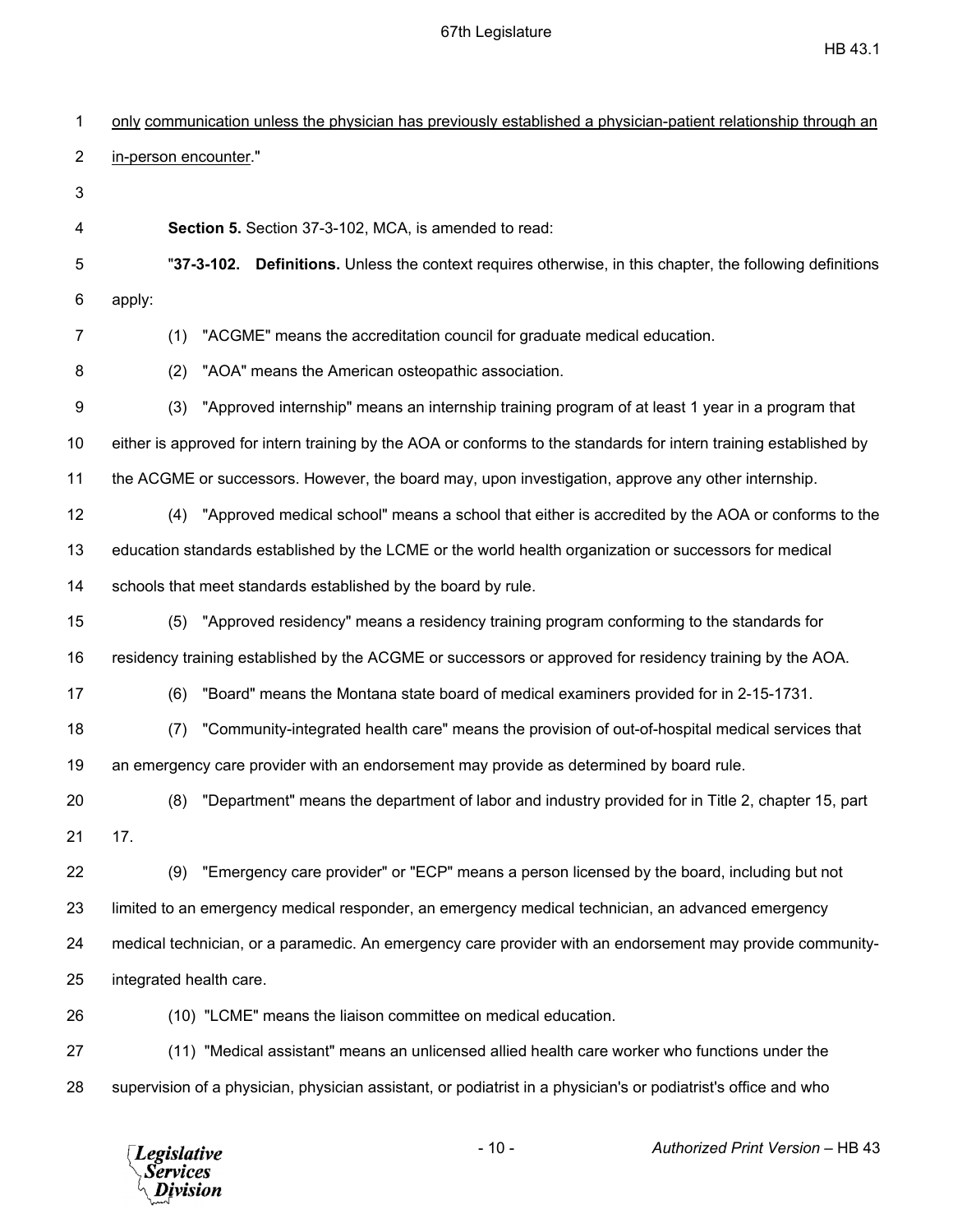<u>only</u> <u>communication unless the physician has previously established a physician-patient relationship through an in-person encounter</u>."

**Section 5.** Section 37-3-102, MCA, is amended to read:

"**37-3-102. Definitions.** Unless the context requires otherwise, in this chapter, the following definitions apply:

(1) "ACGME" means the accreditation council for graduate medical education.

(2) "AOA" means the American osteopathic association.

(3) "Approved internship" means an internship training program of at least 1 year in a program that either is approved for intern training by the AOA or conforms to the standards for intern training established by the ACGME or successors. However, the board may, upon investigation, approve any other internship.

(4) "Approved medical school" means a school that either is accredited by the AOA or conforms to the education standards established by the LCME or the world health organization or successors for medical schools that meet standards established by the board by rule.

(5) "Approved residency" means a residency training program conforming to the standards for residency training established by the ACGME or successors or approved for residency training by the AOA.

(6) "Board" means the Montana state board of medical examiners provided for in 2-15-1731.

(7) "Community-integrated health care" means the provision of out-of-hospital medical services that an emergency care provider with an endorsement may provide as determined by board rule.

(8) "Department" means the department of labor and industry provided for in Title 2, chapter 15, part 17.

(9) "Emergency care provider" or "ECP" means a person licensed by the board, including but not limited to an emergency medical responder, an emergency medical technician, an advanced emergency medical technician, or a paramedic. An emergency care provider with an endorsement may provide community-integrated health care.

(10) "LCME" means the liaison committee on medical education.

(11) "Medical assistant" means an unlicensed allied health care worker who functions under the supervision of a physician, physician assistant, or podiatrist in a physician's or podiatrist's office and who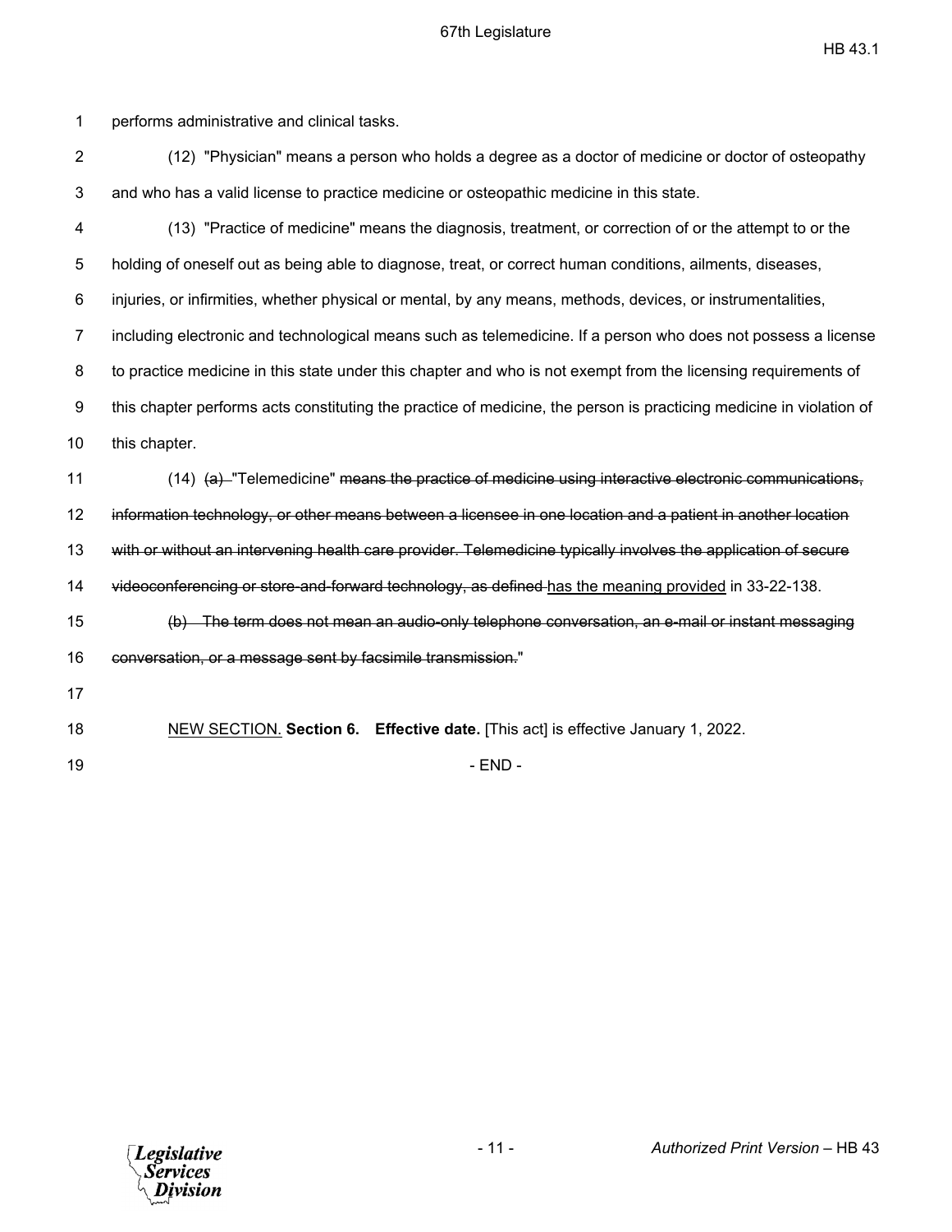performs administrative and clinical tasks.

(12) "Physician" means a person who holds a degree as a doctor of medicine or doctor of osteopathy and who has a valid license to practice medicine or osteopathic medicine in this state.

(13) "Practice of medicine" means the diagnosis, treatment, or correction of or the attempt to or the holding of oneself out as being able to diagnose, treat, or correct human conditions, ailments, diseases, injuries, or infirmities, whether physical or mental, by any means, methods, devices, or instrumentalities, including electronic and technological means such as telemedicine. If a person who does not possess a license to practice medicine in this state under this chapter and who is not exempt from the licensing requirements of this chapter performs acts constituting the practice of medicine, the person is practicing medicine in violation of this chapter.

(14) ~~(a)~~ "Telemedicine" ~~means the practice of medicine using interactive electronic communications, information technology, or other means between a licensee in one location and a patient in another location with or without an intervening health care provider. Telemedicine typically involves the application of secure videoconferencing or store-and-forward technology, as defined~~ <u>has the meaning provided</u> in 33-22-138.

~~(b) The term does not mean an audio-only telephone conversation, an e-mail or instant messaging conversation, or a message sent by facsimile transmission.~~"

<u>NEW SECTION.</u> **Section 6. Effective date.** [This act] is effective January 1, 2022.

\- END -